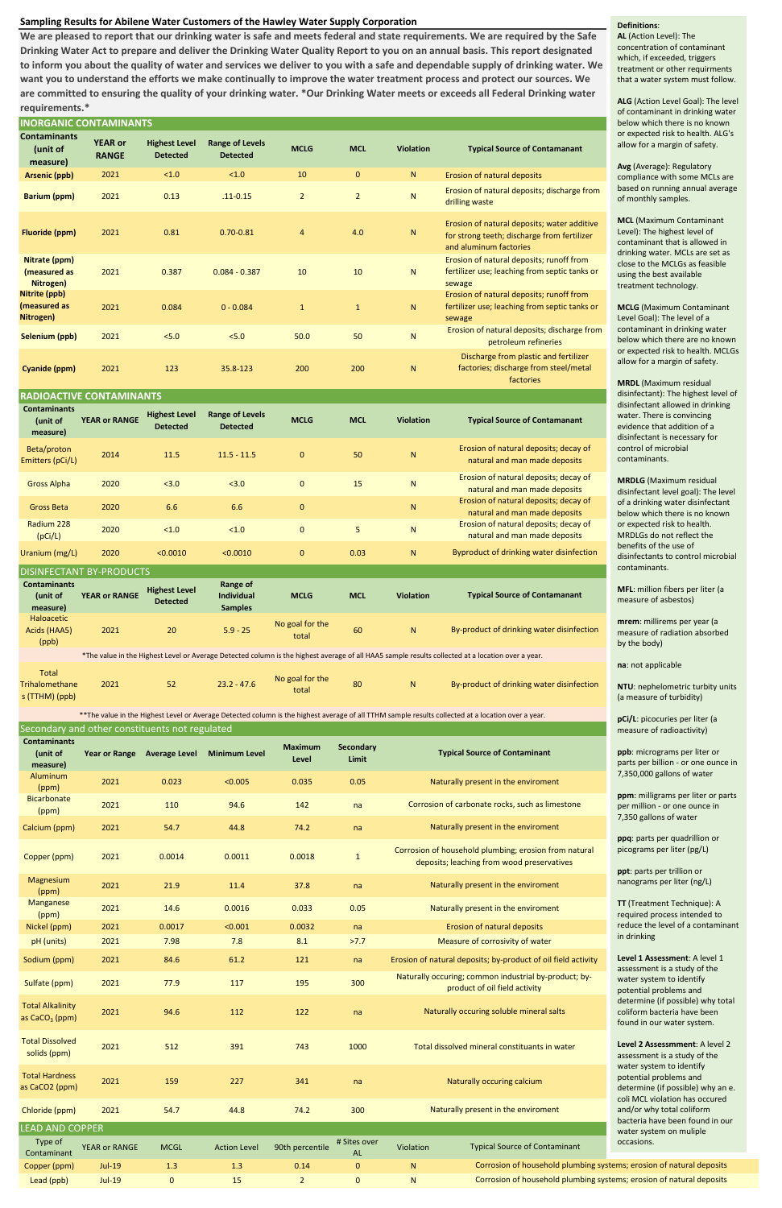## Sampling Results for Abilene Water Customers of the Hawley Water Supply Corporation

**We are pleased to report that our drinking water is safe and meets federal and state requirements. We are required by the Safe Drinking Water Act to prepare and deliver the Drinking Water Quality Report to you on an annual basis. This report designated to inform you about the quality of water and services we deliver to you with a safe and dependable supply of drinking water. We want you to understand the efforts we make continually to improve the water treatment process and protect our sources. We are committed to ensuring the quality of your drinking water. *Our Drinking Water meets or exceeds all Federal Drinking water requirements.***

### INORGANIC CONTAMINANTS

| Contaminants (unit of measure) | YEAR or RANGE | Highest Level Detected | Range of Levels Detected | MCLG | MCL | Violation | Typical Source of Contamanant |
|---|---|---|---|---|---|---|---|
| Arsenic (ppb) | 2021 | <1.0 | <1.0 | 10 | 0 | N | Erosion of natural deposits |
| Barium (ppm) | 2021 | 0.13 | .11-0.15 | 2 | 2 | N | Erosion of natural deposits; discharge from drilling waste |
| Fluoride (ppm) | 2021 | 0.81 | 0.70-0.81 | 4 | 4.0 | N | Erosion of natural deposits; water additive for strong teeth; discharge from fertilizer and aluminum factories |
| Nitrate (ppm) (measured as Nitrogen) | 2021 | 0.387 | 0.084 - 0.387 | 10 | 10 | N | Erosion of natural deposits; runoff from fertilizer use; leaching from septic tanks or sewage |
| Nitrite (ppb) (measured as Nitrogen) | 2021 | 0.084 | 0 - 0.084 | 1 | 1 | N | Erosion of natural deposits; runoff from fertilizer use; leaching from septic tanks or sewage |
| Selenium (ppb) | 2021 | <5.0 | <5.0 | 50.0 | 50 | N | Erosion of natural deposits; discharge from petroleum refineries |
| Cyanide (ppm) | 2021 | 123 | 35.8-123 | 200 | 200 | N | Discharge from plastic and fertilizer factories; discharge from steel/metal factories |

### RADIOACTIVE CONTAMINANTS

| Contaminants (unit of measure) | YEAR or RANGE | Highest Level Detected | Range of Levels Detected | MCLG | MCL | Violation | Typical Source of Contamanant |
|---|---|---|---|---|---|---|---|
| Beta/proton Emitters (pCi/L) | 2014 | 11.5 | 11.5 - 11.5 | 0 | 50 | N | Erosion of natural deposits; decay of natural and man made deposits |
| Gross Alpha | 2020 | <3.0 | <3.0 | 0 | 15 | N | Erosion of natural deposits; decay of natural and man made deposits |
| Gross Beta | 2020 | 6.6 | 6.6 | 0 | | N | Erosion of natural deposits; decay of natural and man made deposits |
| Radium 228 (pCi/L) | 2020 | <1.0 | <1.0 | 0 | 5 | N | Erosion of natural deposits; decay of natural and man made deposits |
| Uranium (mg/L) | 2020 | <0.0010 | <0.0010 | 0 | 0.03 | N | Byproduct of drinking water disinfection |

### DISINFECTANT BY-PRODUCTS

| Contaminants (unit of measure) | YEAR or RANGE | Highest Level Detected | Range of Individual Samples | MCLG | MCL | Violation | Typical Source of Contamanant |
|---|---|---|---|---|---|---|---|
| Haloacetic Acids (HAA5) (ppb) | 2021 | 20 | 5.9 - 25 | No goal for the total | 60 | N | By-product of drinking water disinfection |
| *The value in the Highest Level or Average Detected column is the highest average of all HAA5 sample results collected at a location over a year. | | | | | | | |
| Total Trihalomethanes (TTHM) (ppb) | 2021 | 52 | 23.2 - 47.6 | No goal for the total | 80 | N | By-product of drinking water disinfection |
| **The value in the Highest Level or Average Detected column is the highest average of all TTHM sample results collected at a location over a year. | | | | | | | |

### Secondary and other constituents not regulated

| Contaminants (unit of measure) | Year or Range | Average Level | Minimum Level | Maximum Level | Secondary Limit | Typical Source of Contaminant |
|---|---|---|---|---|---|---|
| Aluminum (ppm) | 2021 | 0.023 | <0.005 | 0.035 | 0.05 | Naturally present in the enviroment |
| Bicarbonate (ppm) | 2021 | 110 | 94.6 | 142 | na | Corrosion of carbonate rocks, such as limestone |
| Calcium (ppm) | 2021 | 54.7 | 44.8 | 74.2 | na | Naturally present in the enviroment |
| Copper (ppm) | 2021 | 0.0014 | 0.0011 | 0.0018 | 1 | Corrosion of household plumbing; erosion from natural deposits; leaching from wood preservatives |
| Magnesium (ppm) | 2021 | 21.9 | 11.4 | 37.8 | na | Naturally present in the enviroment |
| Manganese (ppm) | 2021 | 14.6 | 0.0016 | 0.033 | 0.05 | Naturally present in the enviroment |
| Nickel (ppm) | 2021 | 0.0017 | <0.001 | 0.0032 | na | Erosion of natural deposits |
| pH (units) | 2021 | 7.98 | 7.8 | 8.1 | >7.7 | Measure of corrosivity of water |
| Sodium (ppm) | 2021 | 84.6 | 61.2 | 121 | na | Erosion of natural deposits; by-product of oil field activity |
| Sulfate (ppm) | 2021 | 77.9 | 117 | 195 | 300 | Naturally occuring; common industrial by-product; by-product of oil field activity |
| Total Alkalinity as $CaCO_3$ (ppm) | 2021 | 94.6 | 112 | 122 | na | Naturally occuring soluble mineral salts |
| Total Dissolved solids (ppm) | 2021 | 512 | 391 | 743 | 1000 | Total dissolved mineral constituents in water |
| Total Hardness as CaCO2 (ppm) | 2021 | 159 | 227 | 341 | na | Naturally occuring calcium |
| Chloride (ppm) | 2021 | 54.7 | 44.8 | 74.2 | 300 | Naturally present in the enviroment |

### LEAD AND COPPER

| Type of Contaminant | YEAR or RANGE | MCGL | Action Level | 90th percentile | # Sites over AL | Violation | Typical Source of Contaminant |
|---|---|---|---|---|---|---|---|
| Copper (ppm) | Jul-19 | 1.3 | 1.3 | 0.14 | 0 | N | Corrosion of household plumbing systems; erosion of natural deposits |
| Lead (ppb) | Jul-19 | 0 | 15 | 2 | 0 | N | Corrosion of household plumbing systems; erosion of natural deposits |

### Definitions:

**AL** (Action Level): The concentration of contaminant which, if exceeded, triggers treatment or other requirments that a water system must follow.

**ALG** (Action Level Goal): The level of contaminant in drinking water below which there is no known or expected risk to health. ALG's allow for a margin of safety.

**Avg** (Average): Regulatory compliance with some MCLs are based on running annual average of monthly samples.

**MCL** (Maximum Contaminant Level): The highest level of contaminant that is allowed in drinking water. MCLs are set as close to the MCLGs as feasible using the best available treatment technology.

**MCLG** (Maximum Contaminant Level Goal): The level of a contaminant in drinking water below which there are no known or expected risk to health. MCLGs allow for a margin of safety.

**MRDL** (Maximum residual disinfectant): The highest level of disinfectant allowed in drinking water. There is convincing evidence that addition of a disinfectant is necessary for control of microbial contaminants.

**MRDLG** (Maximum residual disinfectant level goal): The level of a drinking water disinfectant below which there is no known or expected risk to health. MRDLGs do not reflect the benefits of the use of disinfectants to control microbial contaminants.

**MFL**: million fibers per liter (a measure of asbestos)

**mrem**: millirems per year (a measure of radiation absorbed by the body)

**na**: not applicable

**NTU**: nephelometric turbidity units (a measure of turbidity)

**pCi/L**: picocuries per liter (a measure of radioactivity)

**ppb**: micrograms per liter or parts per billion - or one ounce in 7,350,000 gallons of water

**ppm**: milligrams per liter or parts per million - or one ounce in 7,350 gallons of water

**ppq**: parts per quadrillion or picograms per liter (pg/L)

**ppt**: parts per trillion or nanograms per liter (ng/L)

**TT** (Treatment Technique): A required process intended to reduce the level of a contaminant in drinking

**Level 1 Assessment**: A level 1 assessment is a study of the water system to identify potential problems and determine (if possible) why total coliform bacteria have been found in our water system.

**Level 2 Assessmment**: A level 2 assessment is a study of the water system to identify potential problems and determine (if possible) why an e. coli MCL violation has occured and/or why total coliform bacteria have been found in our water system on muliple occasions.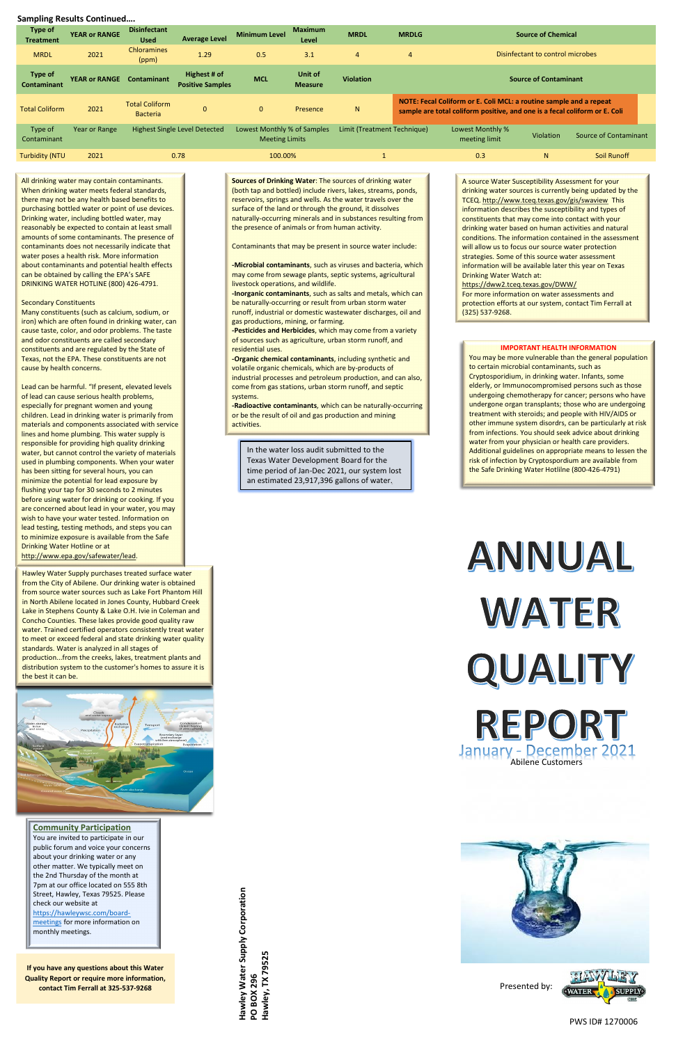**Sampling Results Continued….**

| Type of Treatment | YEAR or RANGE | Disinfectant Used | Average Level | Minimum Level | Maximum Level | MRDL | MRDLG | Source of Chemical |
|---|---|---|---|---|---|---|---|---|
| MRDL | 2021 | Chloramines (ppm) | 1.29 | 0.5 | 3.1 | 4 | 4 | Disinfectant to control microbes |

| Type of Contaminant | YEAR or RANGE | Contaminant | Highest # of Positive Samples | MCL | Unit of Measure | Violation | Source of Contaminant |
|---|---|---|---|---|---|---|---|
| Total Coliform | 2021 | Total Coliform Bacteria | 0 | 0 | Presence | N | **NOTE: Fecal Coliform or E. Coli MCL: a routine sample and a repeat sample are total coliform positive, and one is a fecal coliform or E. Coli** |

| Type of Contaminant | Year or Range | Highest Single Level Detected | Lowest Monthly % of Samples Meeting Limits | Limit (Treatment Technique) | Lowest Monthly % meeting limit | Violation | Source of Contaminant |
|---|---|---|---|---|---|---|---|
| Turbidity (NTU | 2021 | 0.78 | 100.00% | 1 | 0.3 | N | Soil Runoff |

All drinking water may contain contaminants. When drinking water meets federal standards, there may not be any health based benefits to purchasing bottled water or point of use devices. Drinking water, including bottled water, may reasonably be expected to contain at least small amounts of some contaminants. The presence of contaminants does not necessarily indicate that water poses a health risk. More information about contaminants and potential health effects can be obtained by calling the EPA's SAFE DRINKING WATER HOTLINE (800) 426-4791.

Secondary Constituents
Many constituents (such as calcium, sodium, or iron) which are often found in drinking water, can cause taste, color, and odor problems. The taste and odor constituents are called secondary constituents and are regulated by the State of Texas, not the EPA. These constituents are not cause by health concerns.

Lead can be harmful. "If present, elevated levels of lead can cause serious health problems, especially for pregnant women and young children. Lead in drinking water is primarily from materials and components associated with service lines and home plumbing. This water supply is responsible for providing high quality drinking water, but cannot control the variety of materials used in plumbing components. When your water has been sitting for several hours, you can minimize the potential for lead exposure by flushing your tap for 30 seconds to 2 minutes before using water for drinking or cooking. If you are concerned about lead in your water, you may wish to have your water tested. Information on lead testing, testing methods, and steps you can to minimize exposure is available from the Safe Drinking Water Hotline or at http://www.epa.gov/safewater/lead.

Hawley Water Supply purchases treated surface water from the City of Abilene. Our drinking water is obtained from source water sources such as Lake Fort Phantom Hill in North Abilene located in Jones County, Hubbard Creek Lake in Stephens County & Lake O.H. Ivie in Coleman and Concho Counties. These lakes provide good quality raw water. Trained certified operators consistently treat water to meet or exceed federal and state drinking water quality standards. Water is analyzed in all stages of production...from the creeks, lakes, treatment plants and distribution system to the customer's homes to assure it is the best it can be.

## Community Participation

You are invited to participate in our public forum and voice your concerns about your drinking water or any other matter. We typically meet on the 2nd Thursday of the month at 7pm at our office located on 555 8th Street, Hawley, Texas 79525. Please check our website at https://hawleywsc.com/board-meetings for more information on monthly meetings.

**If you have any questions about this Water Quality Report or require more information, contact Tim Ferrall at 325-537-9268**

**Sources of Drinking Water**: The sources of drinking water (both tap and bottled) include rivers, lakes, streams, ponds, reservoirs, springs and wells. As the water travels over the surface of the land or through the ground, it dissolves naturally-occurring minerals and in substances resulting from the presence of animals or from human activity.

Contaminants that may be present in source water include:

**-Microbial contaminants**, such as viruses and bacteria, which may come from sewage plants, septic systems, agricultural livestock operations, and wildlife.
**-Inorganic contaminants**, such as salts and metals, which can be naturally-occurring or result from urban storm water runoff, industrial or domestic wastewater discharges, oil and gas productions, mining, or farming.
**-Pesticides and Herbicides**, which may come from a variety of sources such as agriculture, urban storm runoff, and residential uses.
**-Organic chemical contaminants**, including synthetic and volatile organic chemicals, which are by-products of industrial processes and petroleum production, and can also, come from gas stations, urban storm runoff, and septic systems.
**-Radioactive contaminants**, which can be naturally-occurring or be the result of oil and gas production and mining activities.

In the water loss audit submitted to the Texas Water Development Board for the time period of Jan-Dec 2021, our system lost an estimated 23,917,396 gallons of water.

**Hawley Water Supply Corporation**
**PO BOX 296**
**Hawley, TX 79525**

A source Water Susceptibility Assessment for your drinking water sources is currently being updated by the TCEQ. http://www.tceq.texas.gov/gis/swaview This information describes the susceptibility and types of constituents that may come into contact with your drinking water based on human activities and natural conditions. The information contained in the assessment will allow us to focus our source water protection strategies. Some of this source water assessment information will be available later this year on Texas Drinking Water Watch at: https://dww2.tceq.texas.gov/DWW/
For more information on water assessments and protection efforts at our system, contact Tim Ferrall at (325) 537-9268.

**IMPORTANT HEALTH INFORMATION**

You may be more vulnerable than the general population to certain microbial contaminants, such as Cryptosporidium, in drinking water. Infants, some elderly, or Immunocompromised persons such as those undergoing chemotherapy for cancer; persons who have undergone organ transplants; those who are undergoing treatment with steroids; and people with HIV/AIDS or other immune system disordrs, can be particularly at risk from infections. You should seek advice about drinking water from your physician or health care providers. Additional guidelines on appropriate means to lessen the risk of infection by Cryptosporidum are available from the Safe Drinking Water Hotlilne (800-426-4791)

# ANNUAL WATER QUALITY REPORT

January - December 2021
Abilene Customers

Presented by: HAWLEY WATER SUPPLY

PWS ID# 1270006